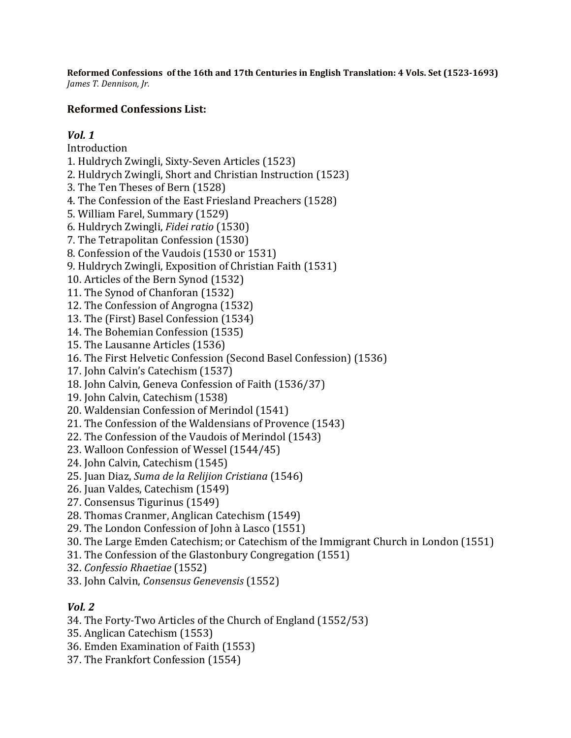**Reformed Confessions of the 16th and 17th Centuries in English Translation: 4 Vols. Set (1523-1693)**
*James T. Dennison, Jr.*

## Reformed Confessions List:

### *Vol. 1*

Introduction

1. Huldrych Zwingli, Sixty-Seven Articles (1523)
2. Huldrych Zwingli, Short and Christian Instruction (1523)
3. The Ten Theses of Bern (1528)
4. The Confession of the East Friesland Preachers (1528)
5. William Farel, Summary (1529)
6. Huldrych Zwingli, *Fidei ratio* (1530)
7. The Tetrapolitan Confession (1530)
8. Confession of the Vaudois (1530 or 1531)
9. Huldrych Zwingli, Exposition of Christian Faith (1531)
10. Articles of the Bern Synod (1532)
11. The Synod of Chanforan (1532)
12. The Confession of Angrogna (1532)
13. The (First) Basel Confession (1534)
14. The Bohemian Confession (1535)
15. The Lausanne Articles (1536)
16. The First Helvetic Confession (Second Basel Confession) (1536)
17. John Calvin's Catechism (1537)
18. John Calvin, Geneva Confession of Faith (1536/37)
19. John Calvin, Catechism (1538)
20. Waldensian Confession of Merindol (1541)
21. The Confession of the Waldensians of Provence (1543)
22. The Confession of the Vaudois of Merindol (1543)
23. Walloon Confession of Wessel (1544/45)
24. John Calvin, Catechism (1545)
25. Juan Diaz, *Suma de la Relijion Cristiana* (1546)
26. Juan Valdes, Catechism (1549)
27. Consensus Tigurinus (1549)
28. Thomas Cranmer, Anglican Catechism (1549)
29. The London Confession of John à Lasco (1551)
30. The Large Emden Catechism; or Catechism of the Immigrant Church in London (1551)
31. The Confession of the Glastonbury Congregation (1551)
32. *Confessio Rhaetiae* (1552)
33. John Calvin, *Consensus Genevensis* (1552)

### *Vol. 2*

34. The Forty-Two Articles of the Church of England (1552/53)
35. Anglican Catechism (1553)
36. Emden Examination of Faith (1553)
37. The Frankfort Confession (1554)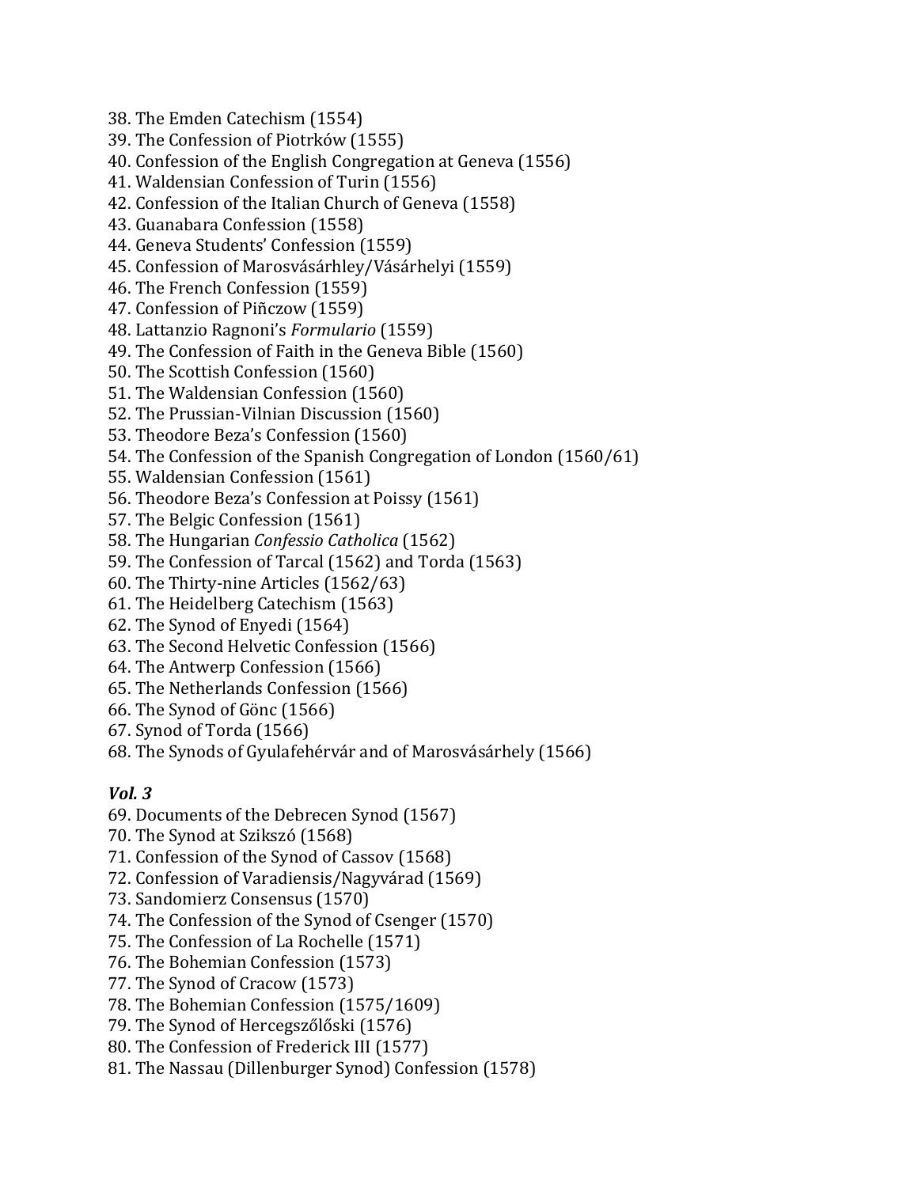38. The Emden Catechism (1554)
39. The Confession of Piotrków (1555)
40. Confession of the English Congregation at Geneva (1556)
41. Waldensian Confession of Turin (1556)
42. Confession of the Italian Church of Geneva (1558)
43. Guanabara Confession (1558)
44. Geneva Students' Confession (1559)
45. Confession of Marosvásárhley/Vásárhelyi (1559)
46. The French Confession (1559)
47. Confession of Piñczow (1559)
48. Lattanzio Ragnoni's *Formulario* (1559)
49. The Confession of Faith in the Geneva Bible (1560)
50. The Scottish Confession (1560)
51. The Waldensian Confession (1560)
52. The Prussian-Vilnian Discussion (1560)
53. Theodore Beza's Confession (1560)
54. The Confession of the Spanish Congregation of London (1560/61)
55. Waldensian Confession (1561)
56. Theodore Beza's Confession at Poissy (1561)
57. The Belgic Confession (1561)
58. The Hungarian *Confessio Catholica* (1562)
59. The Confession of Tarcal (1562) and Torda (1563)
60. The Thirty-nine Articles (1562/63)
61. The Heidelberg Catechism (1563)
62. The Synod of Enyedi (1564)
63. The Second Helvetic Confession (1566)
64. The Antwerp Confession (1566)
65. The Netherlands Confession (1566)
66. The Synod of Gönc (1566)
67. Synod of Torda (1566)
68. The Synods of Gyulafehérvár and of Marosvásárhely (1566)

***Vol. 3***

69. Documents of the Debrecen Synod (1567)
70. The Synod at Szikszó (1568)
71. Confession of the Synod of Cassov (1568)
72. Confession of Varadiensis/Nagyvárad (1569)
73. Sandomierz Consensus (1570)
74. The Confession of the Synod of Csenger (1570)
75. The Confession of La Rochelle (1571)
76. The Bohemian Confession (1573)
77. The Synod of Cracow (1573)
78. The Bohemian Confession (1575/1609)
79. The Synod of Hercegszőlőski (1576)
80. The Confession of Frederick III (1577)
81. The Nassau (Dillenburger Synod) Confession (1578)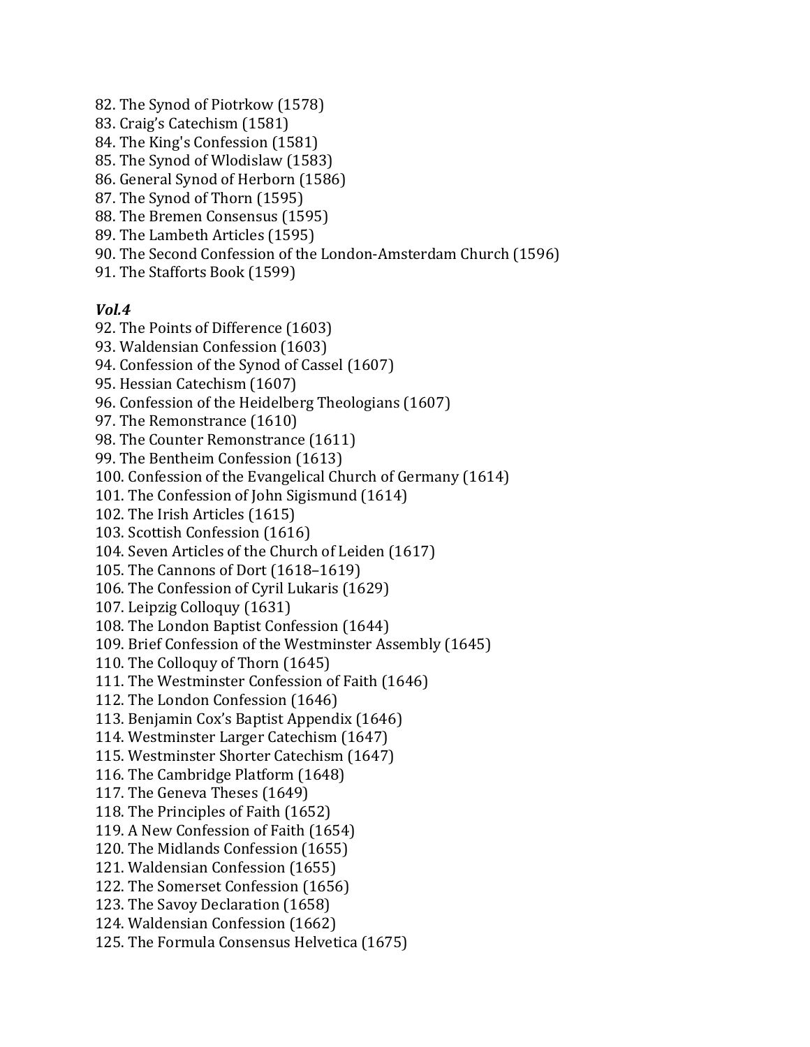82. The Synod of Piotrkow (1578)
83. Craig's Catechism (1581)
84. The King's Confession (1581)
85. The Synod of Wlodislaw (1583)
86. General Synod of Herborn (1586)
87. The Synod of Thorn (1595)
88. The Bremen Consensus (1595)
89. The Lambeth Articles (1595)
90. The Second Confession of the London-Amsterdam Church (1596)
91. The Stafforts Book (1599)

***Vol.4***

92. The Points of Difference (1603)
93. Waldensian Confession (1603)
94. Confession of the Synod of Cassel (1607)
95. Hessian Catechism (1607)
96. Confession of the Heidelberg Theologians (1607)
97. The Remonstrance (1610)
98. The Counter Remonstrance (1611)
99. The Bentheim Confession (1613)
100. Confession of the Evangelical Church of Germany (1614)
101. The Confession of John Sigismund (1614)
102. The Irish Articles (1615)
103. Scottish Confession (1616)
104. Seven Articles of the Church of Leiden (1617)
105. The Cannons of Dort (1618–1619)
106. The Confession of Cyril Lukaris (1629)
107. Leipzig Colloquy (1631)
108. The London Baptist Confession (1644)
109. Brief Confession of the Westminster Assembly (1645)
110. The Colloquy of Thorn (1645)
111. The Westminster Confession of Faith (1646)
112. The London Confession (1646)
113. Benjamin Cox's Baptist Appendix (1646)
114. Westminster Larger Catechism (1647)
115. Westminster Shorter Catechism (1647)
116. The Cambridge Platform (1648)
117. The Geneva Theses (1649)
118. The Principles of Faith (1652)
119. A New Confession of Faith (1654)
120. The Midlands Confession (1655)
121. Waldensian Confession (1655)
122. The Somerset Confession (1656)
123. The Savoy Declaration (1658)
124. Waldensian Confession (1662)
125. The Formula Consensus Helvetica (1675)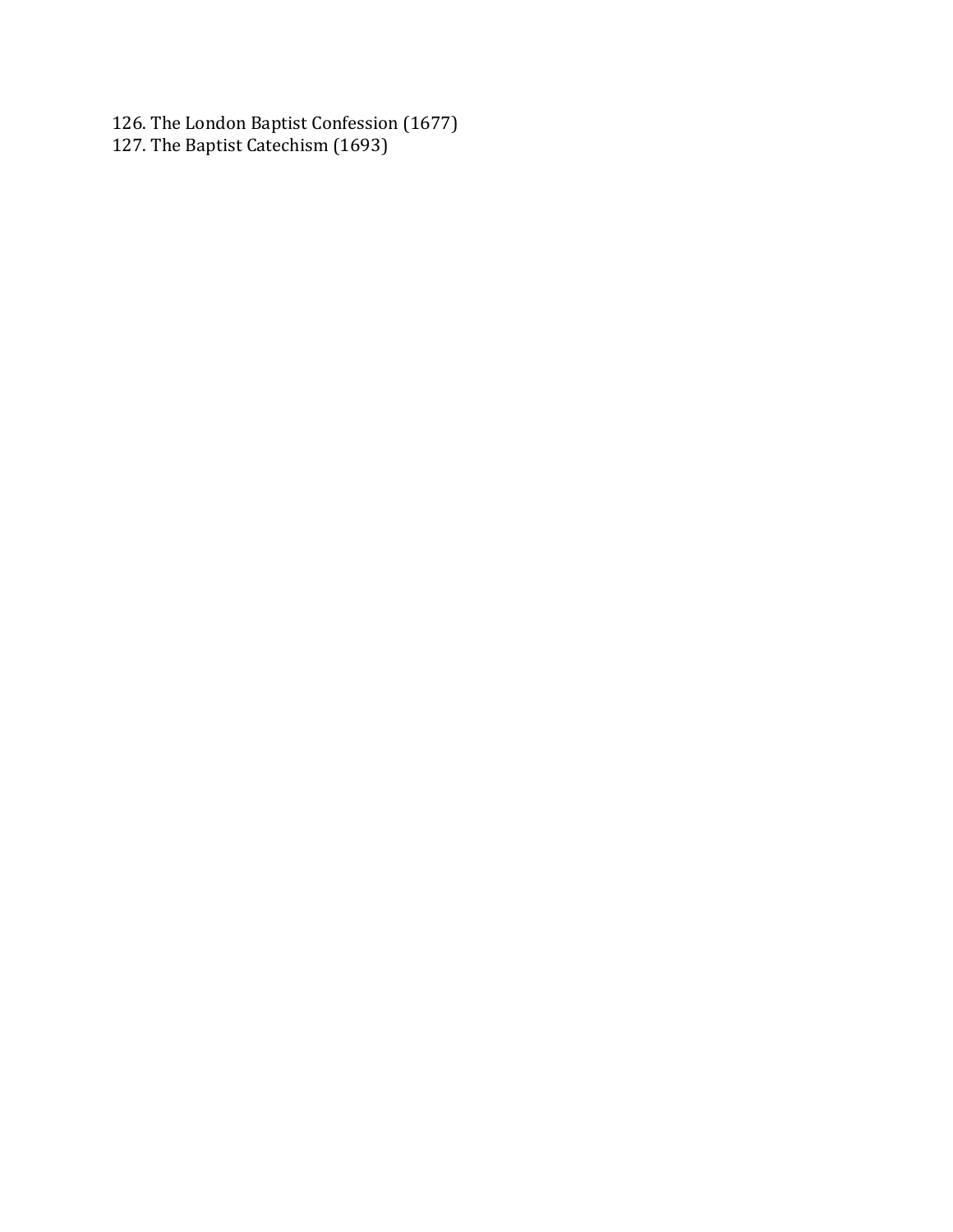126. The London Baptist Confession (1677)
127. The Baptist Catechism (1693)